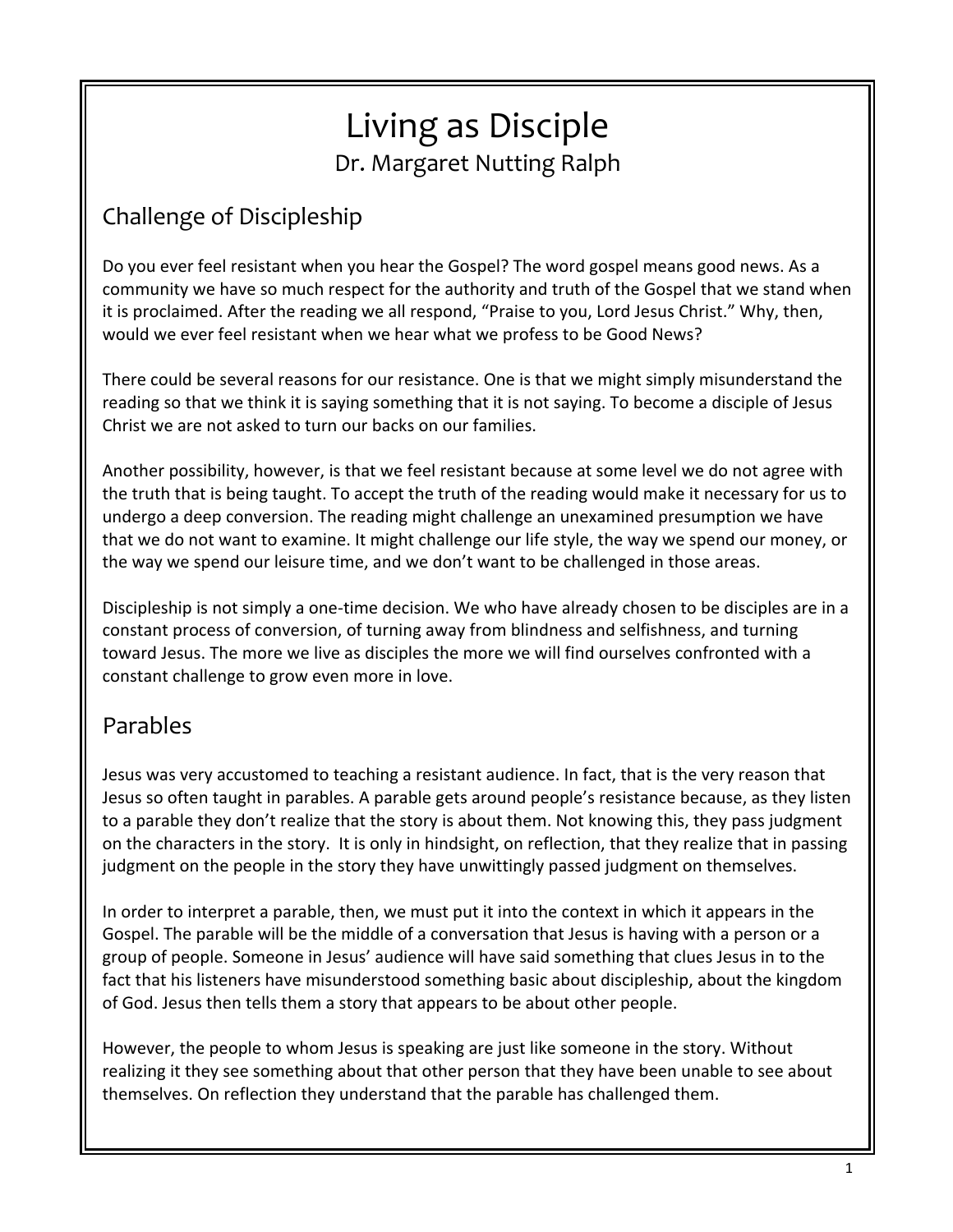# Living as Disciple

Dr. Margaret Nutting Ralph

## Challenge of Discipleship

Do you ever feel resistant when you hear the Gospel? The word gospel means good news. As a community we have so much respect for the authority and truth of the Gospel that we stand when it is proclaimed. After the reading we all respond, "Praise to you, Lord Jesus Christ." Why, then, would we ever feel resistant when we hear what we profess to be Good News?

There could be several reasons for our resistance. One is that we might simply misunderstand the reading so that we think it is saying something that it is not saying. To become a disciple of Jesus Christ we are not asked to turn our backs on our families.

Another possibility, however, is that we feel resistant because at some level we do not agree with the truth that is being taught. To accept the truth of the reading would make it necessary for us to undergo a deep conversion. The reading might challenge an unexamined presumption we have that we do not want to examine. It might challenge our life style, the way we spend our money, or the way we spend our leisure time, and we don't want to be challenged in those areas.

Discipleship is not simply a one-time decision. We who have already chosen to be disciples are in a constant process of conversion, of turning away from blindness and selfishness, and turning toward Jesus. The more we live as disciples the more we will find ourselves confronted with a constant challenge to grow even more in love.

## Parables

Jesus was very accustomed to teaching a resistant audience. In fact, that is the very reason that Jesus so often taught in parables. A parable gets around people's resistance because, as they listen to a parable they don't realize that the story is about them. Not knowing this, they pass judgment on the characters in the story. It is only in hindsight, on reflection, that they realize that in passing judgment on the people in the story they have unwittingly passed judgment on themselves.

In order to interpret a parable, then, we must put it into the context in which it appears in the Gospel. The parable will be the middle of a conversation that Jesus is having with a person or a group of people. Someone in Jesus' audience will have said something that clues Jesus in to the fact that his listeners have misunderstood something basic about discipleship, about the kingdom of God. Jesus then tells them a story that appears to be about other people.

However, the people to whom Jesus is speaking are just like someone in the story. Without realizing it they see something about that other person that they have been unable to see about themselves. On reflection they understand that the parable has challenged them.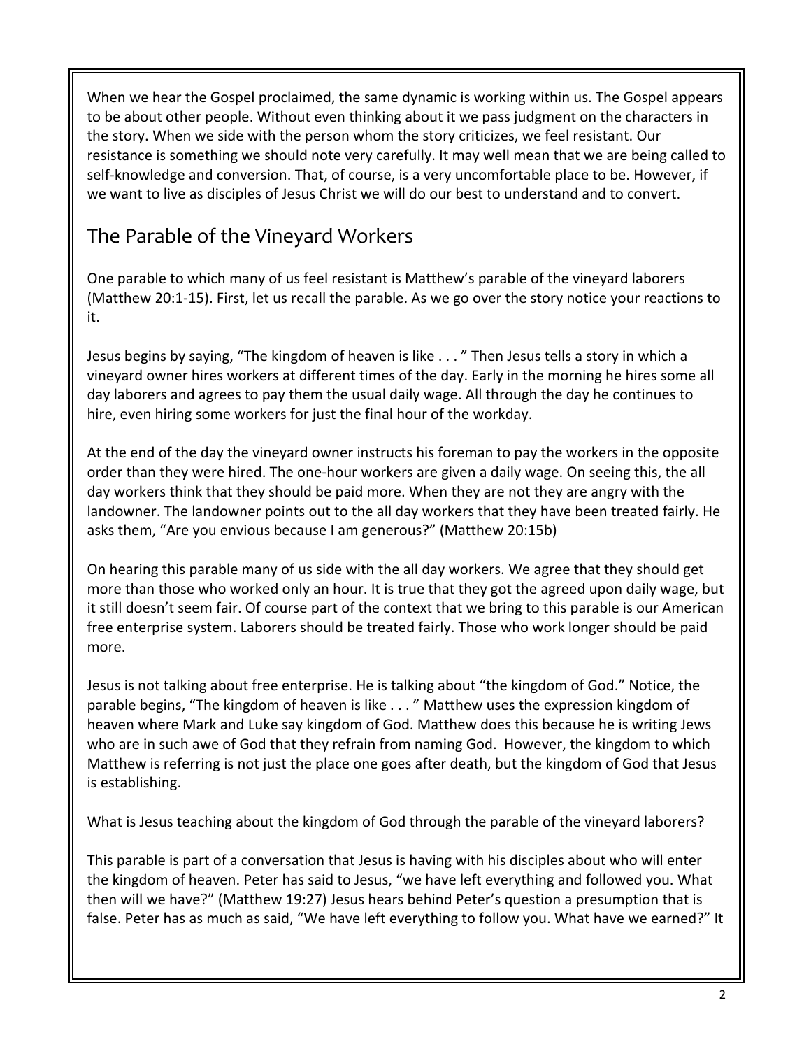When we hear the Gospel proclaimed, the same dynamic is working within us. The Gospel appears to be about other people. Without even thinking about it we pass judgment on the characters in the story. When we side with the person whom the story criticizes, we feel resistant. Our resistance is something we should note very carefully. It may well mean that we are being called to self-knowledge and conversion. That, of course, is a very uncomfortable place to be. However, if we want to live as disciples of Jesus Christ we will do our best to understand and to convert.

## The Parable of the Vineyard Workers

One parable to which many of us feel resistant is Matthew's parable of the vineyard laborers (Matthew 20:1-15). First, let us recall the parable. As we go over the story notice your reactions to it.

Jesus begins by saying, "The kingdom of heaven is like . . . " Then Jesus tells a story in which a vineyard owner hires workers at different times of the day. Early in the morning he hires some all day laborers and agrees to pay them the usual daily wage. All through the day he continues to hire, even hiring some workers for just the final hour of the workday.

At the end of the day the vineyard owner instructs his foreman to pay the workers in the opposite order than they were hired. The one-hour workers are given a daily wage. On seeing this, the all day workers think that they should be paid more. When they are not they are angry with the landowner. The landowner points out to the all day workers that they have been treated fairly. He asks them, "Are you envious because I am generous?" (Matthew 20:15b)

On hearing this parable many of us side with the all day workers. We agree that they should get more than those who worked only an hour. It is true that they got the agreed upon daily wage, but it still doesn't seem fair. Of course part of the context that we bring to this parable is our American free enterprise system. Laborers should be treated fairly. Those who work longer should be paid more.

Jesus is not talking about free enterprise. He is talking about "the kingdom of God." Notice, the parable begins, "The kingdom of heaven is like . . . " Matthew uses the expression kingdom of heaven where Mark and Luke say kingdom of God. Matthew does this because he is writing Jews who are in such awe of God that they refrain from naming God. However, the kingdom to which Matthew is referring is not just the place one goes after death, but the kingdom of God that Jesus is establishing.

What is Jesus teaching about the kingdom of God through the parable of the vineyard laborers?

This parable is part of a conversation that Jesus is having with his disciples about who will enter the kingdom of heaven. Peter has said to Jesus, "we have left everything and followed you. What then will we have?" (Matthew 19:27) Jesus hears behind Peter's question a presumption that is false. Peter has as much as said, "We have left everything to follow you. What have we earned?" It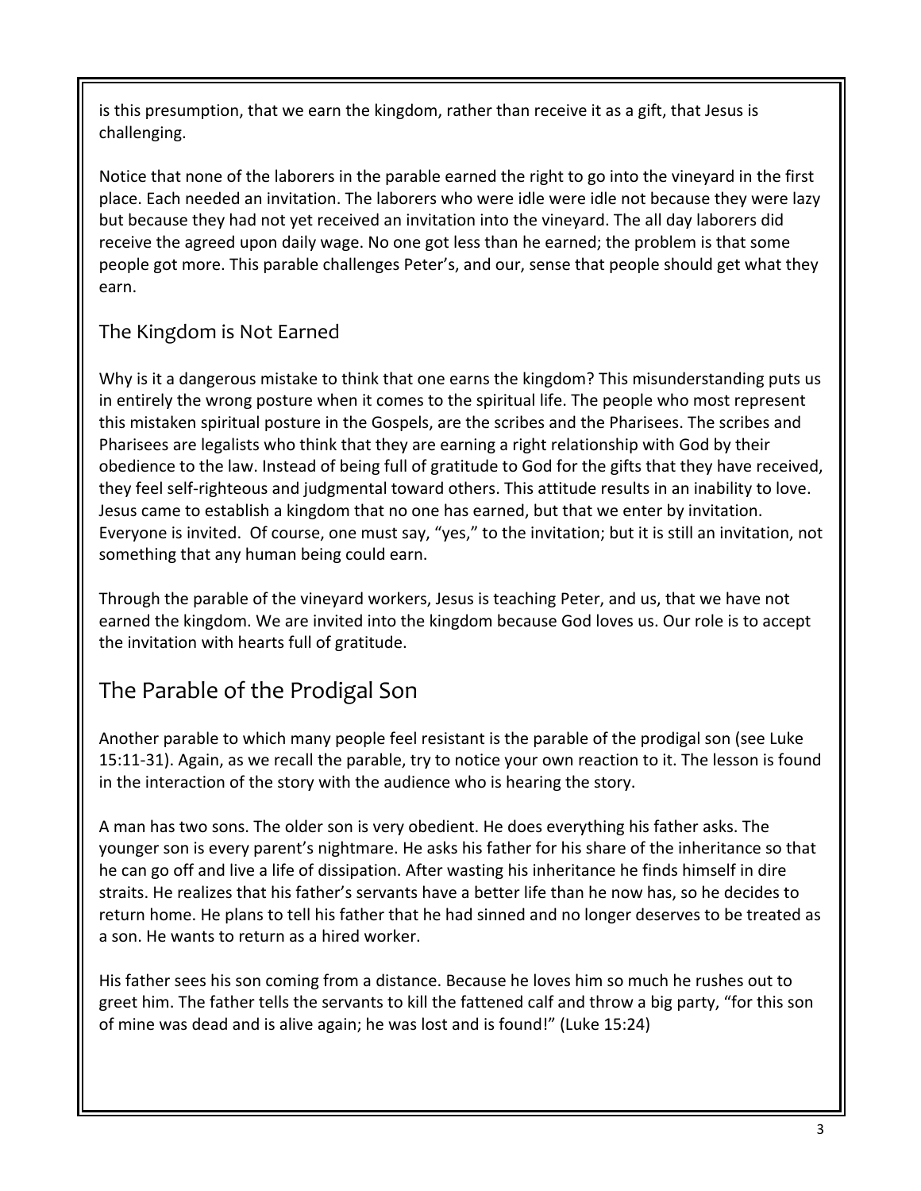is this presumption, that we earn the kingdom, rather than receive it as a gift, that Jesus is challenging.

Notice that none of the laborers in the parable earned the right to go into the vineyard in the first place. Each needed an invitation. The laborers who were idle were idle not because they were lazy but because they had not yet received an invitation into the vineyard. The all day laborers did receive the agreed upon daily wage. No one got less than he earned; the problem is that some people got more. This parable challenges Peter's, and our, sense that people should get what they earn.

### The Kingdom is Not Earned

Why is it a dangerous mistake to think that one earns the kingdom? This misunderstanding puts us in entirely the wrong posture when it comes to the spiritual life. The people who most represent this mistaken spiritual posture in the Gospels, are the scribes and the Pharisees. The scribes and Pharisees are legalists who think that they are earning a right relationship with God by their obedience to the law. Instead of being full of gratitude to God for the gifts that they have received, they feel self-righteous and judgmental toward others. This attitude results in an inability to love. Jesus came to establish a kingdom that no one has earned, but that we enter by invitation. Everyone is invited. Of course, one must say, "yes," to the invitation; but it is still an invitation, not something that any human being could earn.

Through the parable of the vineyard workers, Jesus is teaching Peter, and us, that we have not earned the kingdom. We are invited into the kingdom because God loves us. Our role is to accept the invitation with hearts full of gratitude.

## The Parable of the Prodigal Son

Another parable to which many people feel resistant is the parable of the prodigal son (see Luke 15:11-31). Again, as we recall the parable, try to notice your own reaction to it. The lesson is found in the interaction of the story with the audience who is hearing the story.

A man has two sons. The older son is very obedient. He does everything his father asks. The younger son is every parent's nightmare. He asks his father for his share of the inheritance so that he can go off and live a life of dissipation. After wasting his inheritance he finds himself in dire straits. He realizes that his father's servants have a better life than he now has, so he decides to return home. He plans to tell his father that he had sinned and no longer deserves to be treated as a son. He wants to return as a hired worker.

His father sees his son coming from a distance. Because he loves him so much he rushes out to greet him. The father tells the servants to kill the fattened calf and throw a big party, "for this son of mine was dead and is alive again; he was lost and is found!" (Luke 15:24)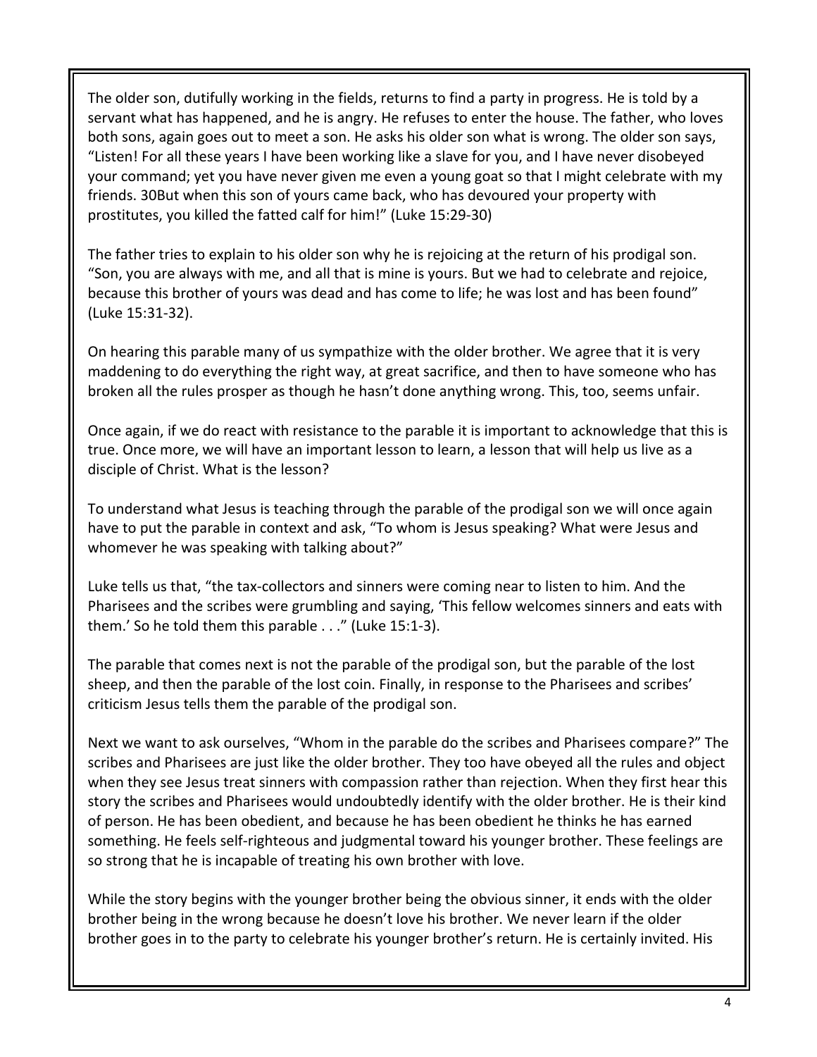The older son, dutifully working in the fields, returns to find a party in progress. He is told by a servant what has happened, and he is angry. He refuses to enter the house. The father, who loves both sons, again goes out to meet a son. He asks his older son what is wrong. The older son says, "Listen! For all these years I have been working like a slave for you, and I have never disobeyed your command; yet you have never given me even a young goat so that I might celebrate with my friends. 30But when this son of yours came back, who has devoured your property with prostitutes, you killed the fatted calf for him!" (Luke 15:29-30)

The father tries to explain to his older son why he is rejoicing at the return of his prodigal son. "Son, you are always with me, and all that is mine is yours. But we had to celebrate and rejoice, because this brother of yours was dead and has come to life; he was lost and has been found" (Luke 15:31-32).

On hearing this parable many of us sympathize with the older brother. We agree that it is very maddening to do everything the right way, at great sacrifice, and then to have someone who has broken all the rules prosper as though he hasn't done anything wrong. This, too, seems unfair.

Once again, if we do react with resistance to the parable it is important to acknowledge that this is true. Once more, we will have an important lesson to learn, a lesson that will help us live as a disciple of Christ. What is the lesson?

To understand what Jesus is teaching through the parable of the prodigal son we will once again have to put the parable in context and ask, "To whom is Jesus speaking? What were Jesus and whomever he was speaking with talking about?"

Luke tells us that, "the tax-collectors and sinners were coming near to listen to him. And the Pharisees and the scribes were grumbling and saying, 'This fellow welcomes sinners and eats with them.' So he told them this parable . . ." (Luke 15:1-3).

The parable that comes next is not the parable of the prodigal son, but the parable of the lost sheep, and then the parable of the lost coin. Finally, in response to the Pharisees and scribes' criticism Jesus tells them the parable of the prodigal son.

Next we want to ask ourselves, "Whom in the parable do the scribes and Pharisees compare?" The scribes and Pharisees are just like the older brother. They too have obeyed all the rules and object when they see Jesus treat sinners with compassion rather than rejection. When they first hear this story the scribes and Pharisees would undoubtedly identify with the older brother. He is their kind of person. He has been obedient, and because he has been obedient he thinks he has earned something. He feels self-righteous and judgmental toward his younger brother. These feelings are so strong that he is incapable of treating his own brother with love.

While the story begins with the younger brother being the obvious sinner, it ends with the older brother being in the wrong because he doesn't love his brother. We never learn if the older brother goes in to the party to celebrate his younger brother's return. He is certainly invited. His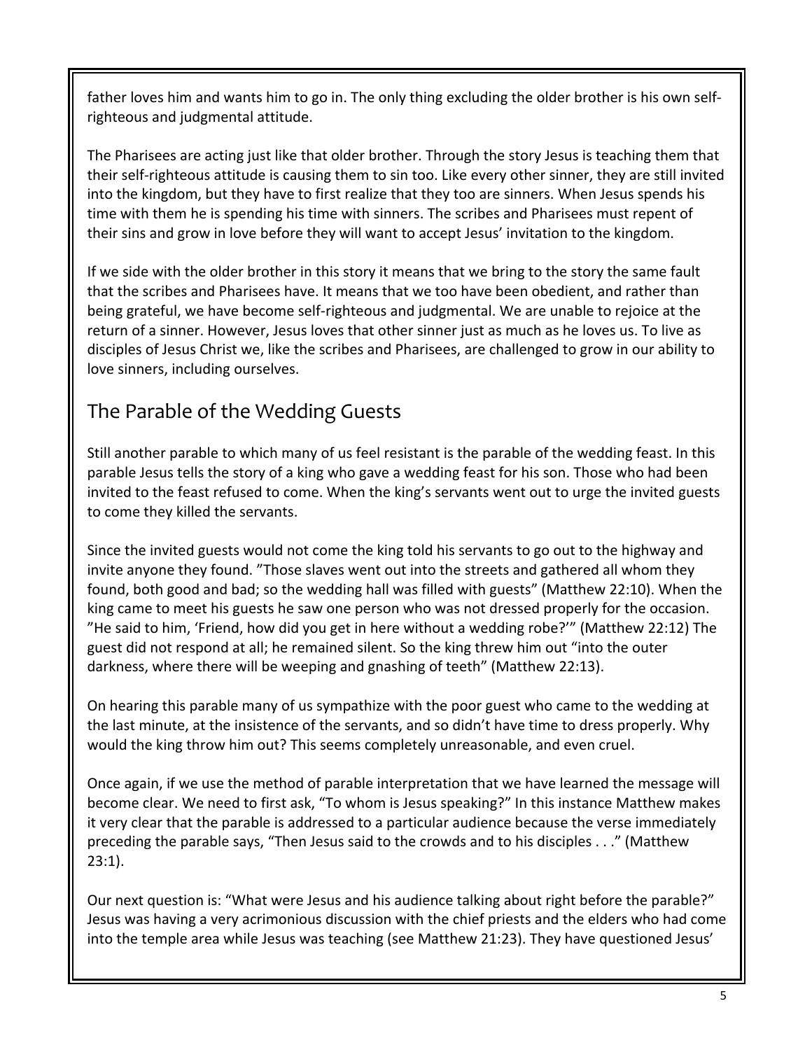father loves him and wants him to go in. The only thing excluding the older brother is his own self-righteous and judgmental attitude.

The Pharisees are acting just like that older brother. Through the story Jesus is teaching them that their self-righteous attitude is causing them to sin too. Like every other sinner, they are still invited into the kingdom, but they have to first realize that they too are sinners. When Jesus spends his time with them he is spending his time with sinners. The scribes and Pharisees must repent of their sins and grow in love before they will want to accept Jesus' invitation to the kingdom.

If we side with the older brother in this story it means that we bring to the story the same fault that the scribes and Pharisees have. It means that we too have been obedient, and rather than being grateful, we have become self-righteous and judgmental. We are unable to rejoice at the return of a sinner. However, Jesus loves that other sinner just as much as he loves us. To live as disciples of Jesus Christ we, like the scribes and Pharisees, are challenged to grow in our ability to love sinners, including ourselves.

## The Parable of the Wedding Guests

Still another parable to which many of us feel resistant is the parable of the wedding feast. In this parable Jesus tells the story of a king who gave a wedding feast for his son. Those who had been invited to the feast refused to come. When the king's servants went out to urge the invited guests to come they killed the servants.

Since the invited guests would not come the king told his servants to go out to the highway and invite anyone they found. "Those slaves went out into the streets and gathered all whom they found, both good and bad; so the wedding hall was filled with guests" (Matthew 22:10). When the king came to meet his guests he saw one person who was not dressed properly for the occasion. "He said to him, 'Friend, how did you get in here without a wedding robe?'" (Matthew 22:12) The guest did not respond at all; he remained silent. So the king threw him out "into the outer darkness, where there will be weeping and gnashing of teeth" (Matthew 22:13).

On hearing this parable many of us sympathize with the poor guest who came to the wedding at the last minute, at the insistence of the servants, and so didn't have time to dress properly. Why would the king throw him out? This seems completely unreasonable, and even cruel.

Once again, if we use the method of parable interpretation that we have learned the message will become clear. We need to first ask, "To whom is Jesus speaking?" In this instance Matthew makes it very clear that the parable is addressed to a particular audience because the verse immediately preceding the parable says, "Then Jesus said to the crowds and to his disciples . . ." (Matthew 23:1).

Our next question is: "What were Jesus and his audience talking about right before the parable?" Jesus was having a very acrimonious discussion with the chief priests and the elders who had come into the temple area while Jesus was teaching (see Matthew 21:23). They have questioned Jesus'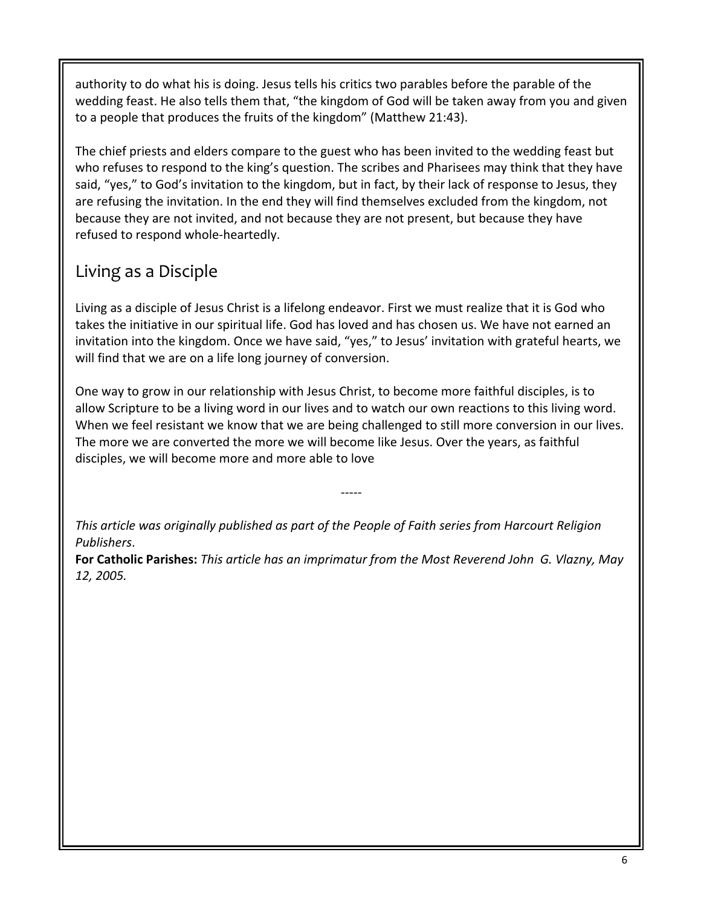authority to do what his is doing. Jesus tells his critics two parables before the parable of the wedding feast. He also tells them that, "the kingdom of God will be taken away from you and given to a people that produces the fruits of the kingdom" (Matthew 21:43).

The chief priests and elders compare to the guest who has been invited to the wedding feast but who refuses to respond to the king's question. The scribes and Pharisees may think that they have said, "yes," to God's invitation to the kingdom, but in fact, by their lack of response to Jesus, they are refusing the invitation. In the end they will find themselves excluded from the kingdom, not because they are not invited, and not because they are not present, but because they have refused to respond whole-heartedly.

## Living as a Disciple

Living as a disciple of Jesus Christ is a lifelong endeavor. First we must realize that it is God who takes the initiative in our spiritual life. God has loved and has chosen us. We have not earned an invitation into the kingdom. Once we have said, "yes," to Jesus' invitation with grateful hearts, we will find that we are on a life long journey of conversion.

One way to grow in our relationship with Jesus Christ, to become more faithful disciples, is to allow Scripture to be a living word in our lives and to watch our own reactions to this living word. When we feel resistant we know that we are being challenged to still more conversion in our lives. The more we are converted the more we will become like Jesus. Over the years, as faithful disciples, we will become more and more able to love

-----

*This article was originally published as part of the People of Faith series from Harcourt Religion Publishers*.

**For Catholic Parishes:** *This article has an imprimatur from the Most Reverend John G. Vlazny, May 12, 2005.*